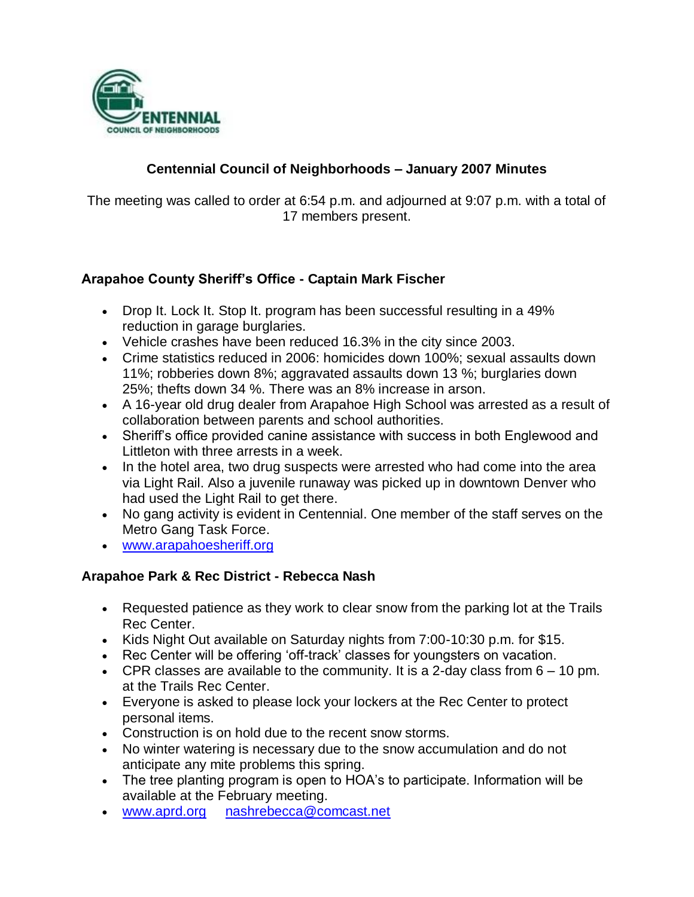# Centennial Council of Neighborhoods – January 2007 Minutes

The meeting was called to order at 6:54 p.m. and adjourned at 9:07 p.m. with a total of 17 members present.

## Arapahoe County Sheriff's Office - Captain Mark Fischer

- Drop It. Lock It. Stop It. program has been successful resulting in a 49% reduction in garage burglaries.
- Vehicle crashes have been reduced 16.3% in the city since 2003.
- Crime statistics reduced in 2006: homicides down 100%; sexual assaults down 11%; robberies down 8%; aggravated assaults down 13 %; burglaries down 25%; thefts down 34 %. There was an 8% increase in arson.
- A 16-year old drug dealer from Arapahoe High School was arrested as a result of collaboration between parents and school authorities.
- Sheriff's office provided canine assistance with success in both Englewood and Littleton with three arrests in a week.
- In the hotel area, two drug suspects were arrested who had come into the area via Light Rail. Also a juvenile runaway was picked up in downtown Denver who had used the Light Rail to get there.
- No gang activity is evident in Centennial. One member of the staff serves on the Metro Gang Task Force.
- www.arapahoesheriff.org

## Arapahoe Park & Rec District - Rebecca Nash

- Requested patience as they work to clear snow from the parking lot at the Trails Rec Center.
- Kids Night Out available on Saturday nights from 7:00-10:30 p.m. for $15.
- Rec Center will be offering 'off-track' classes for youngsters on vacation.
- CPR classes are available to the community. It is a 2-day class from 6 – 10 pm. at the Trails Rec Center.
- Everyone is asked to please lock your lockers at the Rec Center to protect personal items.
- Construction is on hold due to the recent snow storms.
- No winter watering is necessary due to the snow accumulation and do not anticipate any mite problems this spring.
- The tree planting program is open to HOA's to participate. Information will be available at the February meeting.
- www.aprd.org nashrebecca@comcast.net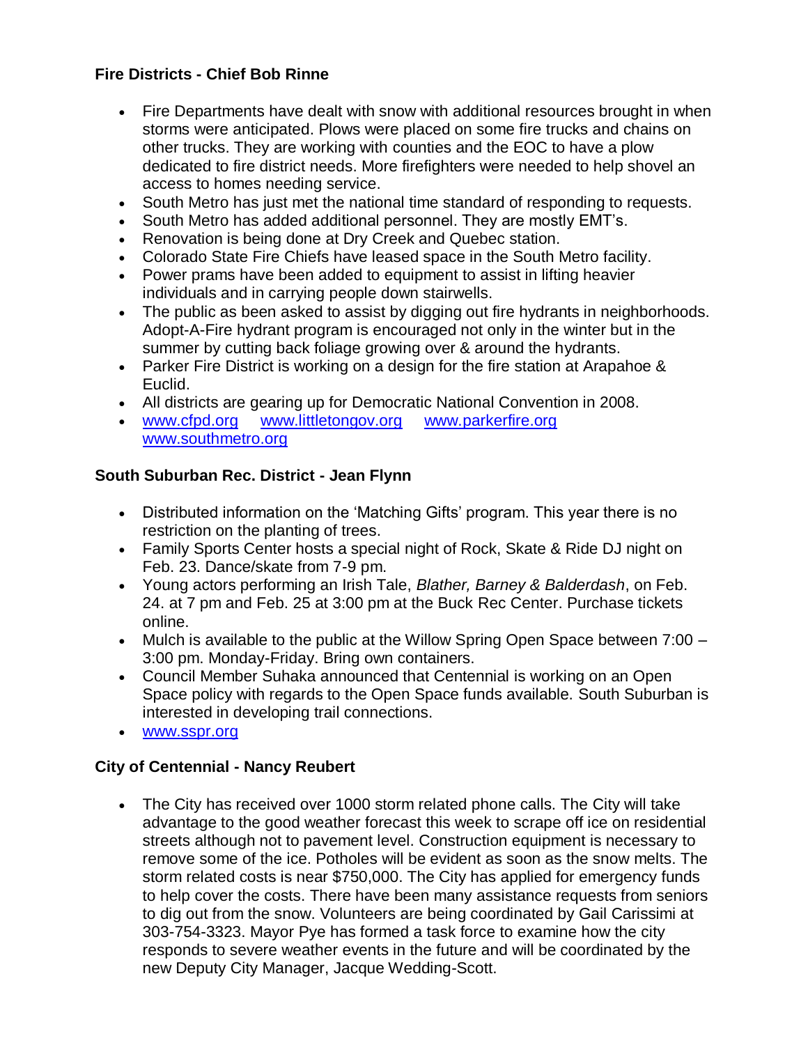**Fire Districts - Chief Bob Rinne**

- Fire Departments have dealt with snow with additional resources brought in when storms were anticipated. Plows were placed on some fire trucks and chains on other trucks. They are working with counties and the EOC to have a plow dedicated to fire district needs. More firefighters were needed to help shovel an access to homes needing service.
- South Metro has just met the national time standard of responding to requests.
- South Metro has added additional personnel. They are mostly EMT's.
- Renovation is being done at Dry Creek and Quebec station.
- Colorado State Fire Chiefs have leased space in the South Metro facility.
- Power prams have been added to equipment to assist in lifting heavier individuals and in carrying people down stairwells.
- The public as been asked to assist by digging out fire hydrants in neighborhoods. Adopt-A-Fire hydrant program is encouraged not only in the winter but in the summer by cutting back foliage growing over & around the hydrants.
- Parker Fire District is working on a design for the fire station at Arapahoe & Euclid.
- All districts are gearing up for Democratic National Convention in 2008.
- www.cfpd.org www.littletongov.org www.parkerfire.org www.southmetro.org

**South Suburban Rec. District - Jean Flynn**

- Distributed information on the 'Matching Gifts' program. This year there is no restriction on the planting of trees.
- Family Sports Center hosts a special night of Rock, Skate & Ride DJ night on Feb. 23. Dance/skate from 7-9 pm.
- Young actors performing an Irish Tale, *Blather, Barney & Balderdash*, on Feb. 24. at 7 pm and Feb. 25 at 3:00 pm at the Buck Rec Center. Purchase tickets online.
- Mulch is available to the public at the Willow Spring Open Space between 7:00 – 3:00 pm. Monday-Friday. Bring own containers.
- Council Member Suhaka announced that Centennial is working on an Open Space policy with regards to the Open Space funds available. South Suburban is interested in developing trail connections.
- www.sspr.org

**City of Centennial - Nancy Reubert**

- The City has received over 1000 storm related phone calls. The City will take advantage to the good weather forecast this week to scrape off ice on residential streets although not to pavement level. Construction equipment is necessary to remove some of the ice. Potholes will be evident as soon as the snow melts. The storm related costs is near $750,000. The City has applied for emergency funds to help cover the costs. There have been many assistance requests from seniors to dig out from the snow. Volunteers are being coordinated by Gail Carissimi at 303-754-3323. Mayor Pye has formed a task force to examine how the city responds to severe weather events in the future and will be coordinated by the new Deputy City Manager, Jacque Wedding-Scott.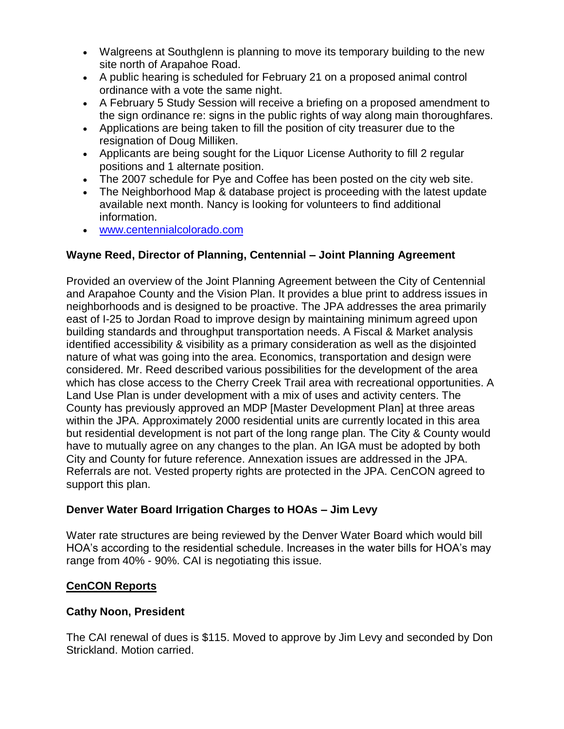- Walgreens at Southglenn is planning to move its temporary building to the new site north of Arapahoe Road.
- A public hearing is scheduled for February 21 on a proposed animal control ordinance with a vote the same night.
- A February 5 Study Session will receive a briefing on a proposed amendment to the sign ordinance re: signs in the public rights of way along main thoroughfares.
- Applications are being taken to fill the position of city treasurer due to the resignation of Doug Milliken.
- Applicants are being sought for the Liquor License Authority to fill 2 regular positions and 1 alternate position.
- The 2007 schedule for Pye and Coffee has been posted on the city web site.
- The Neighborhood Map & database project is proceeding with the latest update available next month. Nancy is looking for volunteers to find additional information.
- [www.centennialcolorado.com](http://www.centennialcolorado.com)

**Wayne Reed, Director of Planning, Centennial – Joint Planning Agreement**

Provided an overview of the Joint Planning Agreement between the City of Centennial and Arapahoe County and the Vision Plan. It provides a blue print to address issues in neighborhoods and is designed to be proactive. The JPA addresses the area primarily east of I-25 to Jordan Road to improve design by maintaining minimum agreed upon building standards and throughput transportation needs. A Fiscal & Market analysis identified accessibility & visibility as a primary consideration as well as the disjointed nature of what was going into the area. Economics, transportation and design were considered. Mr. Reed described various possibilities for the development of the area which has close access to the Cherry Creek Trail area with recreational opportunities. A Land Use Plan is under development with a mix of uses and activity centers. The County has previously approved an MDP [Master Development Plan] at three areas within the JPA. Approximately 2000 residential units are currently located in this area but residential development is not part of the long range plan. The City & County would have to mutually agree on any changes to the plan. An IGA must be adopted by both City and County for future reference. Annexation issues are addressed in the JPA. Referrals are not. Vested property rights are protected in the JPA. CenCON agreed to support this plan.

**Denver Water Board Irrigation Charges to HOAs – Jim Levy**

Water rate structures are being reviewed by the Denver Water Board which would bill HOA's according to the residential schedule. Increases in the water bills for HOA's may range from 40% - 90%. CAI is negotiating this issue.

**CenCON Reports**

**Cathy Noon, President**

The CAI renewal of dues is $115. Moved to approve by Jim Levy and seconded by Don Strickland. Motion carried.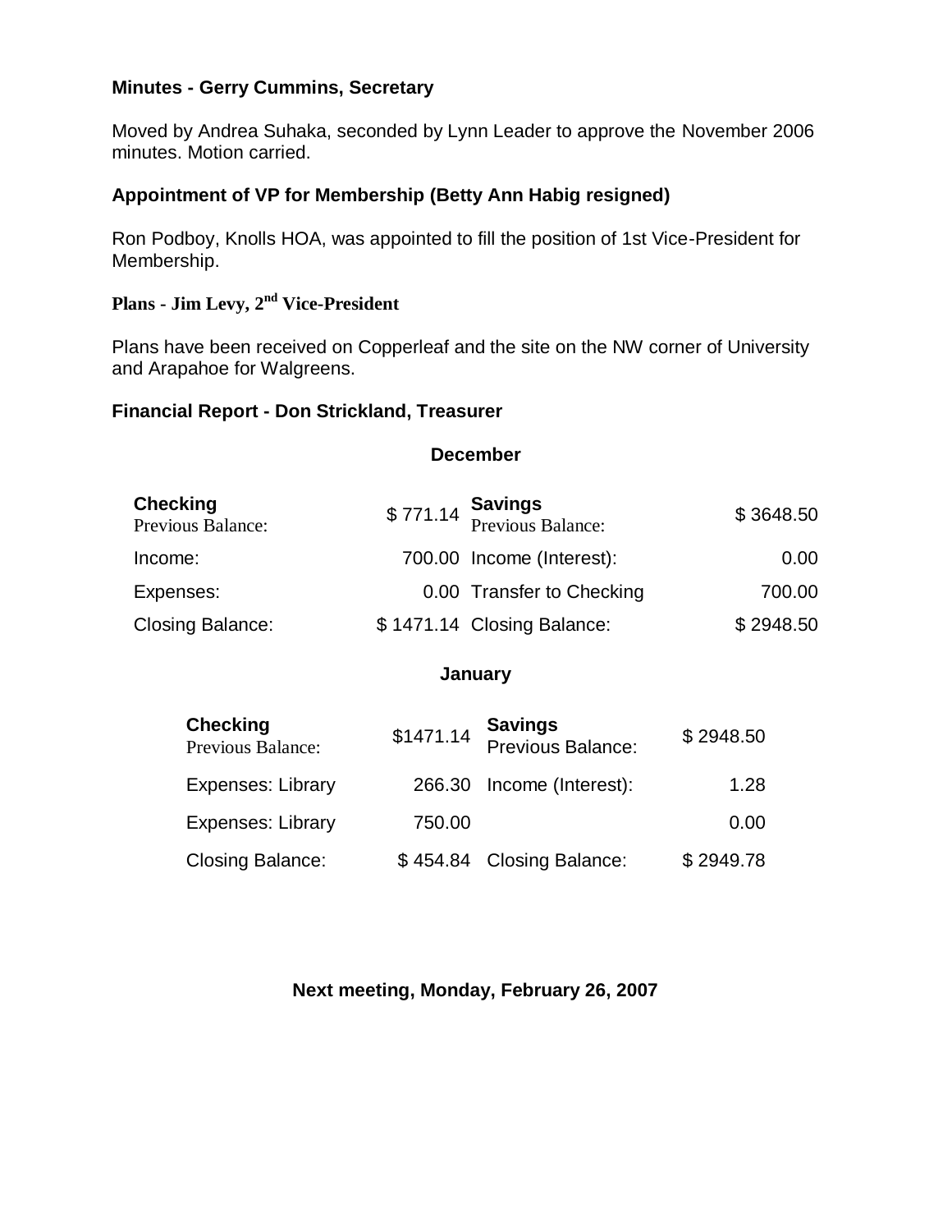**Minutes - Gerry Cummins, Secretary**

Moved by Andrea Suhaka, seconded by Lynn Leader to approve the November 2006 minutes. Motion carried.

**Appointment of VP for Membership (Betty Ann Habig resigned)**

Ron Podboy, Knolls HOA, was appointed to fill the position of 1st Vice-President for Membership.

**Plans - Jim Levy, 2nd Vice-President**

Plans have been received on Copperleaf and the site on the NW corner of University and Arapahoe for Walgreens.

**Financial Report - Don Strickland, Treasurer**

**December**

| **Checking** | | **Savings** | |
| --- | --- | --- | --- |
| Previous Balance: | $ 771.14 | Previous Balance: | $ 3648.50 |
| Income: | 700.00 | Income (Interest): | 0.00 |
| Expenses: | 0.00 | Transfer to Checking | 700.00 |
| Closing Balance: | $ 1471.14 | Closing Balance: | $ 2948.50 |

**January**

| **Checking** | | **Savings** | |
| --- | --- | --- | --- |
| Previous Balance: | $1471.14 | Previous Balance: | $ 2948.50 |
| Expenses: Library | 266.30 | Income (Interest): | 1.28 |
| Expenses: Library | 750.00 | | 0.00 |
| Closing Balance: | $ 454.84 | Closing Balance: | $ 2949.78 |

**Next meeting, Monday, February 26, 2007**